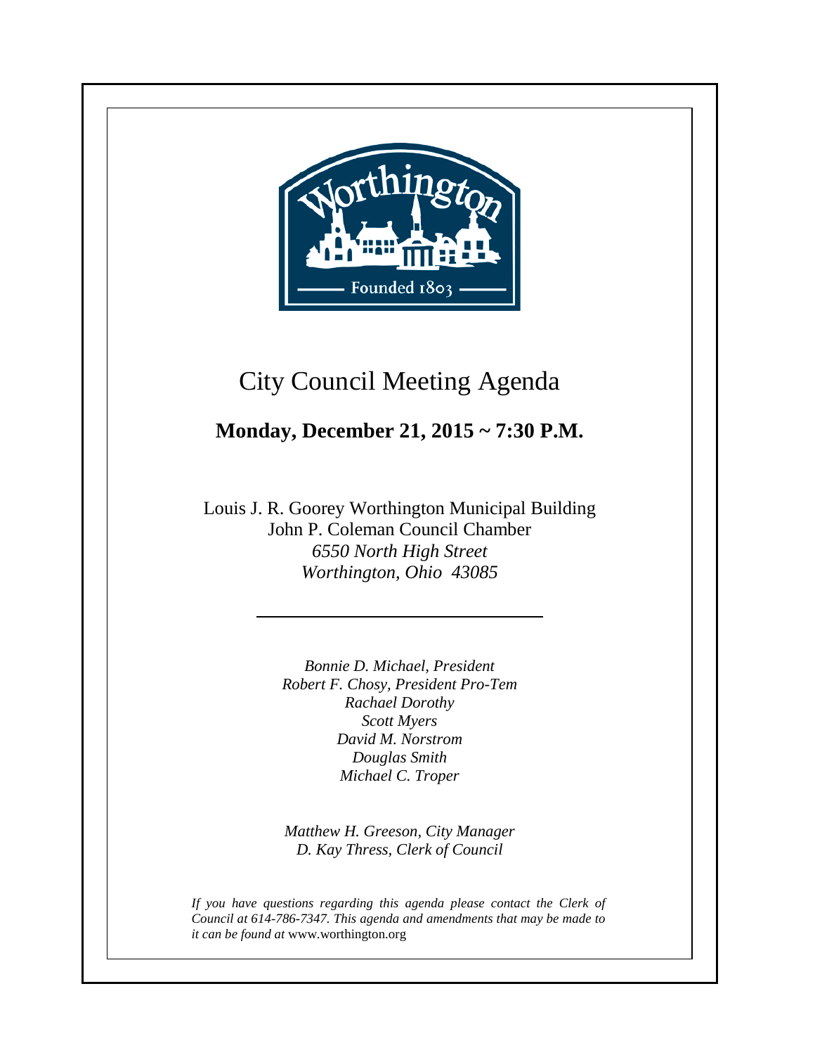# City Council Meeting Agenda

## Monday, December 21, 2015 ~ 7:30 P.M.

Louis J. R. Goorey Worthington Municipal Building
John P. Coleman Council Chamber
*6550 North High Street*
*Worthington, Ohio 43085*

---

*Bonnie D. Michael, President*
*Robert F. Chosy, President Pro-Tem*
*Rachael Dorothy*
*Scott Myers*
*David M. Norstrom*
*Douglas Smith*
*Michael C. Troper*

*Matthew H. Greeson, City Manager*
*D. Kay Thress, Clerk of Council*

*If you have questions regarding this agenda please contact the Clerk of Council at 614-786-7347. This agenda and amendments that may be made to it can be found at* www.worthington.org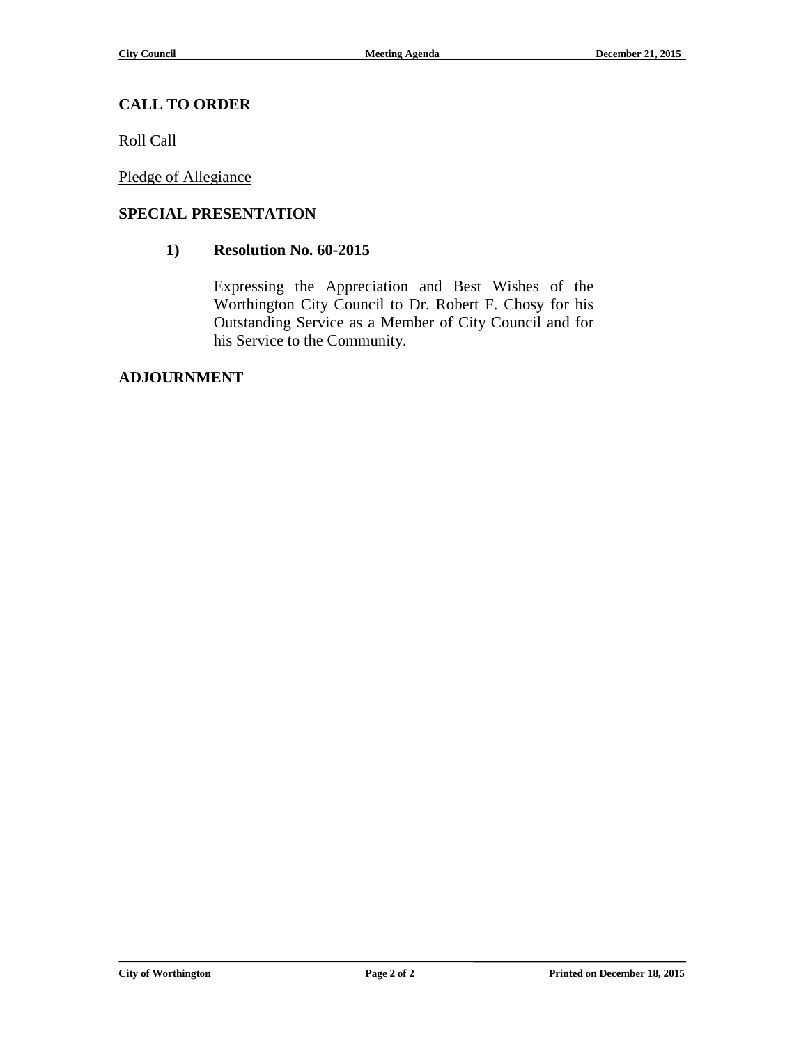## CALL TO ORDER

Roll Call

Pledge of Allegiance

## SPECIAL PRESENTATION

### 1) Resolution No. 60-2015

Expressing the Appreciation and Best Wishes of the Worthington City Council to Dr. Robert F. Chosy for his Outstanding Service as a Member of City Council and for his Service to the Community.

## ADJOURNMENT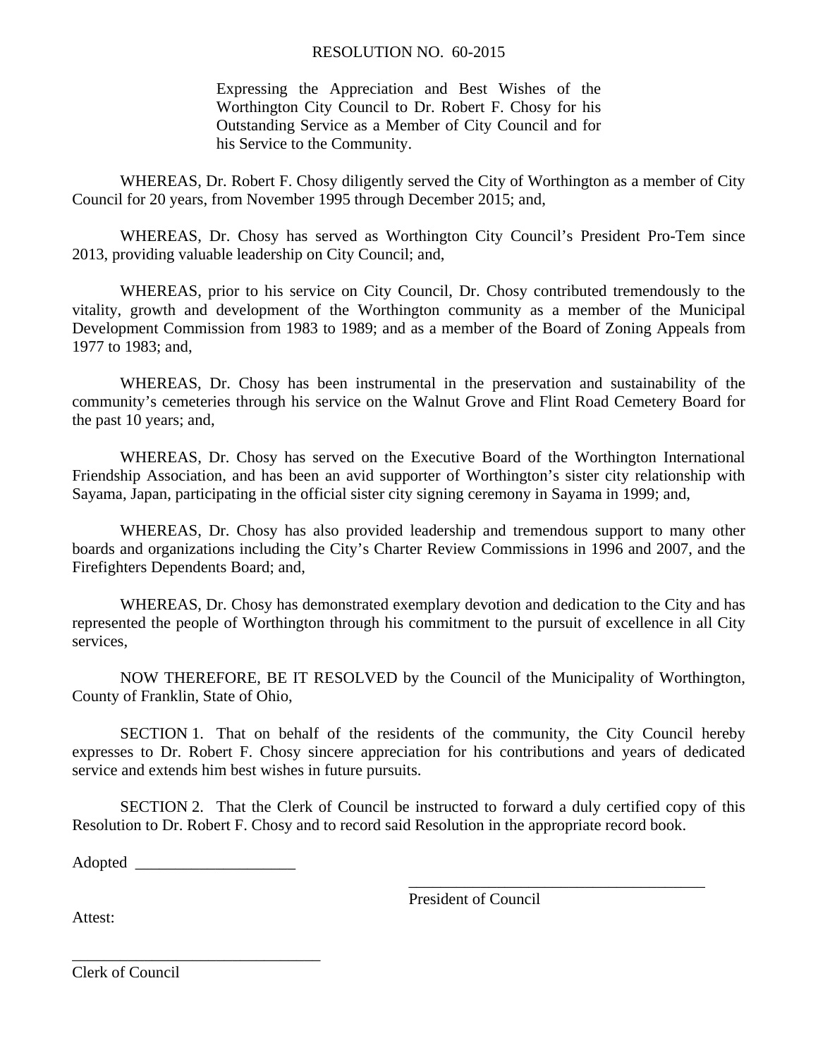# RESOLUTION NO. 60-2015

Expressing the Appreciation and Best Wishes of the Worthington City Council to Dr. Robert F. Chosy for his Outstanding Service as a Member of City Council and for his Service to the Community.

WHEREAS, Dr. Robert F. Chosy diligently served the City of Worthington as a member of City Council for 20 years, from November 1995 through December 2015; and,

WHEREAS, Dr. Chosy has served as Worthington City Council's President Pro-Tem since 2013, providing valuable leadership on City Council; and,

WHEREAS, prior to his service on City Council, Dr. Chosy contributed tremendously to the vitality, growth and development of the Worthington community as a member of the Municipal Development Commission from 1983 to 1989; and as a member of the Board of Zoning Appeals from 1977 to 1983; and,

WHEREAS, Dr. Chosy has been instrumental in the preservation and sustainability of the community's cemeteries through his service on the Walnut Grove and Flint Road Cemetery Board for the past 10 years; and,

WHEREAS, Dr. Chosy has served on the Executive Board of the Worthington International Friendship Association, and has been an avid supporter of Worthington's sister city relationship with Sayama, Japan, participating in the official sister city signing ceremony in Sayama in 1999; and,

WHEREAS, Dr. Chosy has also provided leadership and tremendous support to many other boards and organizations including the City's Charter Review Commissions in 1996 and 2007, and the Firefighters Dependents Board; and,

WHEREAS, Dr. Chosy has demonstrated exemplary devotion and dedication to the City and has represented the people of Worthington through his commitment to the pursuit of excellence in all City services,

NOW THEREFORE, BE IT RESOLVED by the Council of the Municipality of Worthington, County of Franklin, State of Ohio,

SECTION 1. That on behalf of the residents of the community, the City Council hereby expresses to Dr. Robert F. Chosy sincere appreciation for his contributions and years of dedicated service and extends him best wishes in future pursuits.

SECTION 2. That the Clerk of Council be instructed to forward a duly certified copy of this Resolution to Dr. Robert F. Chosy and to record said Resolution in the appropriate record book.

Adopted ____________________

_______________________________________
President of Council

Attest:

________________________________
Clerk of Council